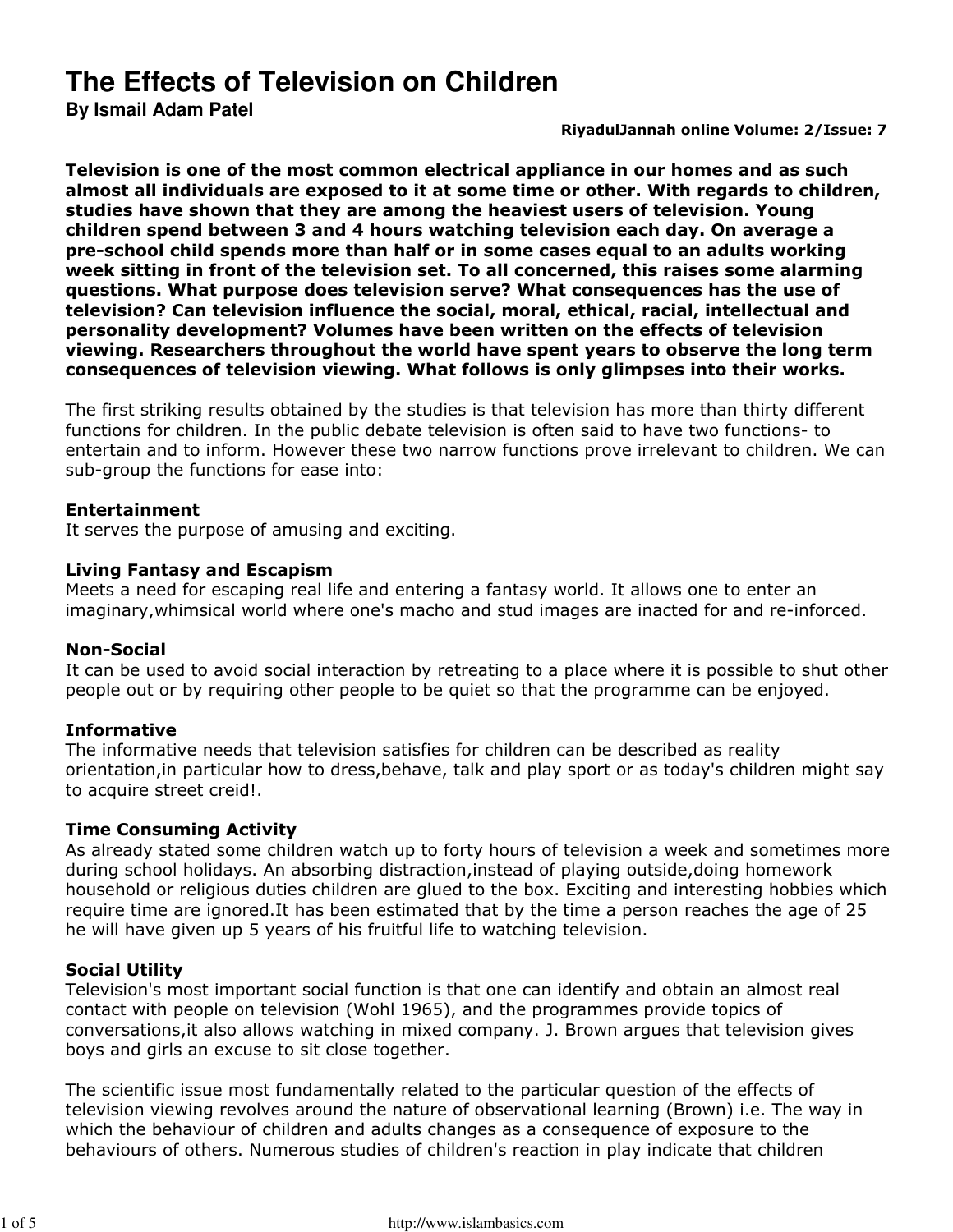# The Effects of Television on Children

**By Ismail Adam Patel**

**RiyadulJannah online Volume: 2/Issue: 7**

**Television is one of the most common electrical appliance in our homes and as such almost all individuals are exposed to it at some time or other. With regards to children, studies have shown that they are among the heaviest users of television. Young children spend between 3 and 4 hours watching television each day. On average a pre-school child spends more than half or in some cases equal to an adults working week sitting in front of the television set. To all concerned, this raises some alarming questions. What purpose does television serve? What consequences has the use of television? Can television influence the social, moral, ethical, racial, intellectual and personality development? Volumes have been written on the effects of television viewing. Researchers throughout the world have spent years to observe the long term consequences of television viewing. What follows is only glimpses into their works.**

The first striking results obtained by the studies is that television has more than thirty different functions for children. In the public debate television is often said to have two functions- to entertain and to inform. However these two narrow functions prove irrelevant to children. We can sub-group the functions for ease into:

**Entertainment**
It serves the purpose of amusing and exciting.

**Living Fantasy and Escapism**
Meets a need for escaping real life and entering a fantasy world. It allows one to enter an imaginary,whimsical world where one's macho and stud images are inacted for and re-inforced.

**Non-Social**
It can be used to avoid social interaction by retreating to a place where it is possible to shut other people out or by requiring other people to be quiet so that the programme can be enjoyed.

**Informative**
The informative needs that television satisfies for children can be described as reality orientation,in particular how to dress,behave, talk and play sport or as today's children might say to acquire street creid!.

**Time Consuming Activity**
As already stated some children watch up to forty hours of television a week and sometimes more during school holidays. An absorbing distraction,instead of playing outside,doing homework household or religious duties children are glued to the box. Exciting and interesting hobbies which require time are ignored.It has been estimated that by the time a person reaches the age of 25 he will have given up 5 years of his fruitful life to watching television.

**Social Utility**
Television's most important social function is that one can identify and obtain an almost real contact with people on television (Wohl 1965), and the programmes provide topics of conversations,it also allows watching in mixed company. J. Brown argues that television gives boys and girls an excuse to sit close together.

The scientific issue most fundamentally related to the particular question of the effects of television viewing revolves around the nature of observational learning (Brown) i.e. The way in which the behaviour of children and adults changes as a consequence of exposure to the behaviours of others. Numerous studies of children's reaction in play indicate that children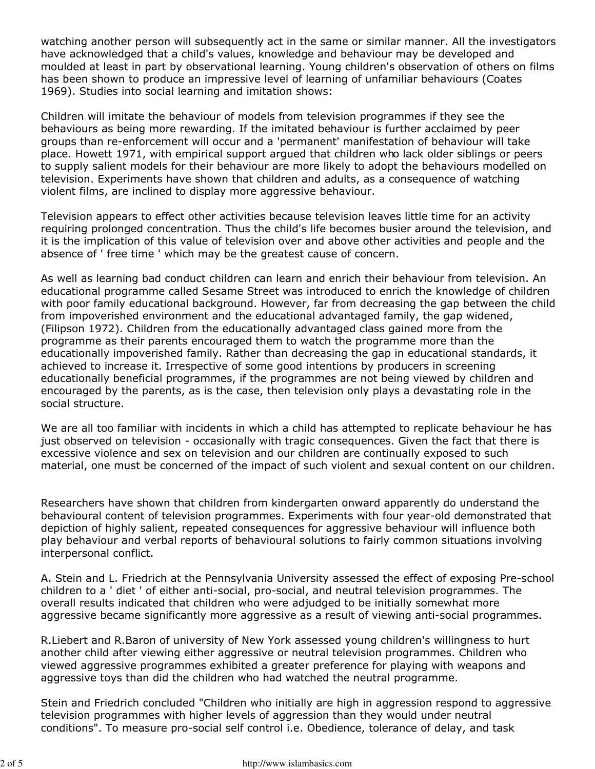watching another person will subsequently act in the same or similar manner. All the investigators have acknowledged that a child's values, knowledge and behaviour may be developed and moulded at least in part by observational learning. Young children's observation of others on films has been shown to produce an impressive level of learning of unfamiliar behaviours (Coates 1969). Studies into social learning and imitation shows:

Children will imitate the behaviour of models from television programmes if they see the behaviours as being more rewarding. If the imitated behaviour is further acclaimed by peer groups than re-enforcement will occur and a 'permanent' manifestation of behaviour will take place. Howett 1971, with empirical support argued that children who lack older siblings or peers to supply salient models for their behaviour are more likely to adopt the behaviours modelled on television. Experiments have shown that children and adults, as a consequence of watching violent films, are inclined to display more aggressive behaviour.

Television appears to effect other activities because television leaves little time for an activity requiring prolonged concentration. Thus the child's life becomes busier around the television, and it is the implication of this value of television over and above other activities and people and the absence of ' free time ' which may be the greatest cause of concern.

As well as learning bad conduct children can learn and enrich their behaviour from television. An educational programme called Sesame Street was introduced to enrich the knowledge of children with poor family educational background. However, far from decreasing the gap between the child from impoverished environment and the educational advantaged family, the gap widened, (Filipson 1972). Children from the educationally advantaged class gained more from the programme as their parents encouraged them to watch the programme more than the educationally impoverished family. Rather than decreasing the gap in educational standards, it achieved to increase it. Irrespective of some good intentions by producers in screening educationally beneficial programmes, if the programmes are not being viewed by children and encouraged by the parents, as is the case, then television only plays a devastating role in the social structure.

We are all too familiar with incidents in which a child has attempted to replicate behaviour he has just observed on television - occasionally with tragic consequences. Given the fact that there is excessive violence and sex on television and our children are continually exposed to such material, one must be concerned of the impact of such violent and sexual content on our children.

Researchers have shown that children from kindergarten onward apparently do understand the behavioural content of television programmes. Experiments with four year-old demonstrated that depiction of highly salient, repeated consequences for aggressive behaviour will influence both play behaviour and verbal reports of behavioural solutions to fairly common situations involving interpersonal conflict.

A. Stein and L. Friedrich at the Pennsylvania University assessed the effect of exposing Pre-school children to a ' diet ' of either anti-social, pro-social, and neutral television programmes. The overall results indicated that children who were adjudged to be initially somewhat more aggressive became significantly more aggressive as a result of viewing anti-social programmes.

R.Liebert and R.Baron of university of New York assessed young children's willingness to hurt another child after viewing either aggressive or neutral television programmes. Children who viewed aggressive programmes exhibited a greater preference for playing with weapons and aggressive toys than did the children who had watched the neutral programme.

Stein and Friedrich concluded "Children who initially are high in aggression respond to aggressive television programmes with higher levels of aggression than they would under neutral conditions". To measure pro-social self control i.e. Obedience, tolerance of delay, and task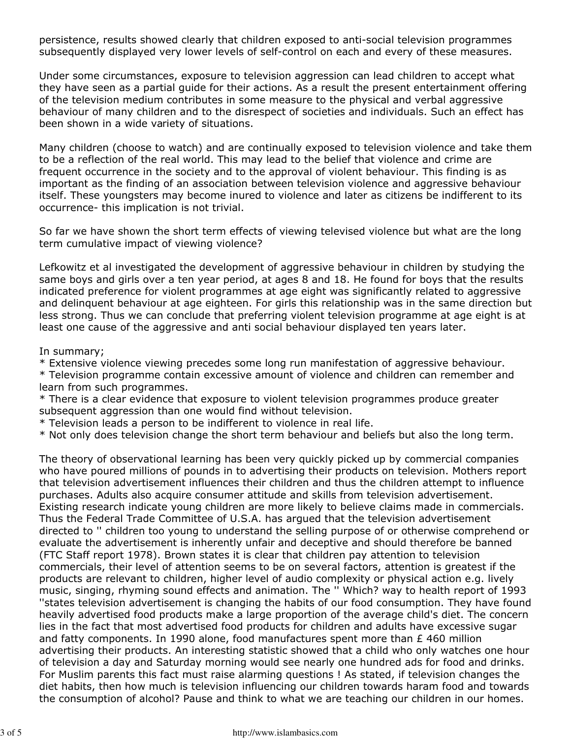persistence, results showed clearly that children exposed to anti-social television programmes subsequently displayed very lower levels of self-control on each and every of these measures.

Under some circumstances, exposure to television aggression can lead children to accept what they have seen as a partial guide for their actions. As a result the present entertainment offering of the television medium contributes in some measure to the physical and verbal aggressive behaviour of many children and to the disrespect of societies and individuals. Such an effect has been shown in a wide variety of situations.

Many children (choose to watch) and are continually exposed to television violence and take them to be a reflection of the real world. This may lead to the belief that violence and crime are frequent occurrence in the society and to the approval of violent behaviour. This finding is as important as the finding of an association between television violence and aggressive behaviour itself. These youngsters may become inured to violence and later as citizens be indifferent to its occurrence- this implication is not trivial.

So far we have shown the short term effects of viewing televised violence but what are the long term cumulative impact of viewing violence?

Lefkowitz et al investigated the development of aggressive behaviour in children by studying the same boys and girls over a ten year period, at ages 8 and 18. He found for boys that the results indicated preference for violent programmes at age eight was significantly related to aggressive and delinquent behaviour at age eighteen. For girls this relationship was in the same direction but less strong. Thus we can conclude that preferring violent television programme at age eight is at least one cause of the aggressive and anti social behaviour displayed ten years later.

In summary;

* Extensive violence viewing precedes some long run manifestation of aggressive behaviour.
* Television programme contain excessive amount of violence and children can remember and learn from such programmes.
* There is a clear evidence that exposure to violent television programmes produce greater subsequent aggression than one would find without television.
* Television leads a person to be indifferent to violence in real life.
* Not only does television change the short term behaviour and beliefs but also the long term.

The theory of observational learning has been very quickly picked up by commercial companies who have poured millions of pounds in to advertising their products on television. Mothers report that television advertisement influences their children and thus the children attempt to influence purchases. Adults also acquire consumer attitude and skills from television advertisement. Existing research indicate young children are more likely to believe claims made in commercials. Thus the Federal Trade Committee of U.S.A. has argued that the television advertisement directed to '' children too young to understand the selling purpose of or otherwise comprehend or evaluate the advertisement is inherently unfair and deceptive and should therefore be banned (FTC Staff report 1978). Brown states it is clear that children pay attention to television commercials, their level of attention seems to be on several factors, attention is greatest if the products are relevant to children, higher level of audio complexity or physical action e.g. lively music, singing, rhyming sound effects and animation. The '' Which? way to health report of 1993 ''states television advertisement is changing the habits of our food consumption. They have found heavily advertised food products make a large proportion of the average child's diet. The concern lies in the fact that most advertised food products for children and adults have excessive sugar and fatty components. In 1990 alone, food manufactures spent more than £ 460 million advertising their products. An interesting statistic showed that a child who only watches one hour of television a day and Saturday morning would see nearly one hundred ads for food and drinks. For Muslim parents this fact must raise alarming questions ! As stated, if television changes the diet habits, then how much is television influencing our children towards haram food and towards the consumption of alcohol? Pause and think to what we are teaching our children in our homes.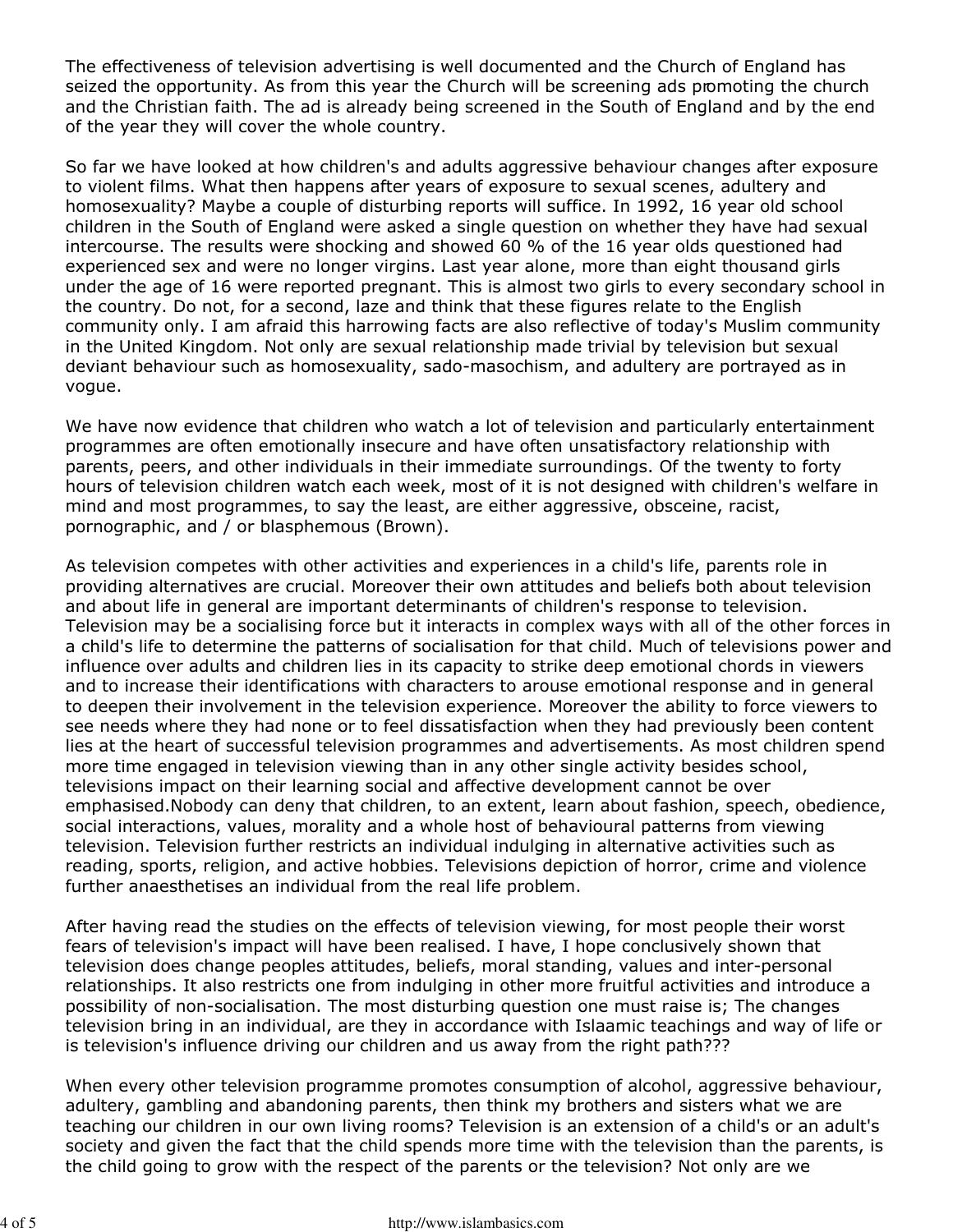The effectiveness of television advertising is well documented and the Church of England has seized the opportunity. As from this year the Church will be screening ads promoting the church and the Christian faith. The ad is already being screened in the South of England and by the end of the year they will cover the whole country.

So far we have looked at how children's and adults aggressive behaviour changes after exposure to violent films. What then happens after years of exposure to sexual scenes, adultery and homosexuality? Maybe a couple of disturbing reports will suffice. In 1992, 16 year old school children in the South of England were asked a single question on whether they have had sexual intercourse. The results were shocking and showed 60 % of the 16 year olds questioned had experienced sex and were no longer virgins. Last year alone, more than eight thousand girls under the age of 16 were reported pregnant. This is almost two girls to every secondary school in the country. Do not, for a second, laze and think that these figures relate to the English community only. I am afraid this harrowing facts are also reflective of today's Muslim community in the United Kingdom. Not only are sexual relationship made trivial by television but sexual deviant behaviour such as homosexuality, sado-masochism, and adultery are portrayed as in vogue.

We have now evidence that children who watch a lot of television and particularly entertainment programmes are often emotionally insecure and have often unsatisfactory relationship with parents, peers, and other individuals in their immediate surroundings. Of the twenty to forty hours of television children watch each week, most of it is not designed with children's welfare in mind and most programmes, to say the least, are either aggressive, obsceine, racist, pornographic, and / or blasphemous (Brown).

As television competes with other activities and experiences in a child's life, parents role in providing alternatives are crucial. Moreover their own attitudes and beliefs both about television and about life in general are important determinants of children's response to television. Television may be a socialising force but it interacts in complex ways with all of the other forces in a child's life to determine the patterns of socialisation for that child. Much of televisions power and influence over adults and children lies in its capacity to strike deep emotional chords in viewers and to increase their identifications with characters to arouse emotional response and in general to deepen their involvement in the television experience. Moreover the ability to force viewers to see needs where they had none or to feel dissatisfaction when they had previously been content lies at the heart of successful television programmes and advertisements. As most children spend more time engaged in television viewing than in any other single activity besides school, televisions impact on their learning social and affective development cannot be over emphasised.Nobody can deny that children, to an extent, learn about fashion, speech, obedience, social interactions, values, morality and a whole host of behavioural patterns from viewing television. Television further restricts an individual indulging in alternative activities such as reading, sports, religion, and active hobbies. Televisions depiction of horror, crime and violence further anaesthetises an individual from the real life problem.

After having read the studies on the effects of television viewing, for most people their worst fears of television's impact will have been realised. I have, I hope conclusively shown that television does change peoples attitudes, beliefs, moral standing, values and inter-personal relationships. It also restricts one from indulging in other more fruitful activities and introduce a possibility of non-socialisation. The most disturbing question one must raise is; The changes television bring in an individual, are they in accordance with Islaamic teachings and way of life or is television's influence driving our children and us away from the right path???

When every other television programme promotes consumption of alcohol, aggressive behaviour, adultery, gambling and abandoning parents, then think my brothers and sisters what we are teaching our children in our own living rooms? Television is an extension of a child's or an adult's society and given the fact that the child spends more time with the television than the parents, is the child going to grow with the respect of the parents or the television? Not only are we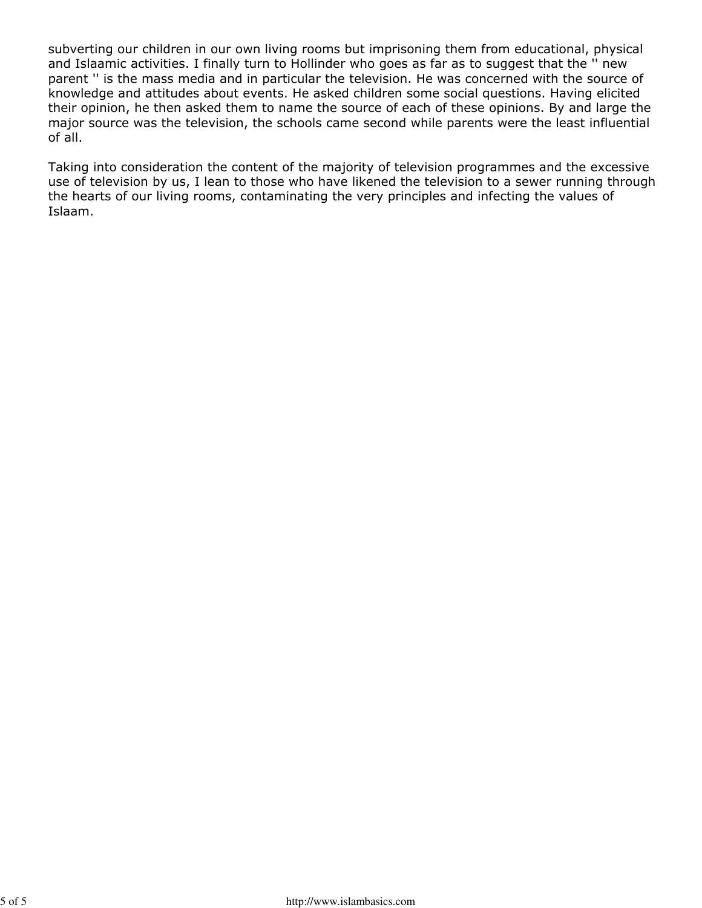subverting our children in our own living rooms but imprisoning them from educational, physical and Islaamic activities. I finally turn to Hollinder who goes as far as to suggest that the '' new parent '' is the mass media and in particular the television. He was concerned with the source of knowledge and attitudes about events. He asked children some social questions. Having elicited their opinion, he then asked them to name the source of each of these opinions. By and large the major source was the television, the schools came second while parents were the least influential of all.

Taking into consideration the content of the majority of television programmes and the excessive use of television by us, I lean to those who have likened the television to a sewer running through the hearts of our living rooms, contaminating the very principles and infecting the values of Islaam.